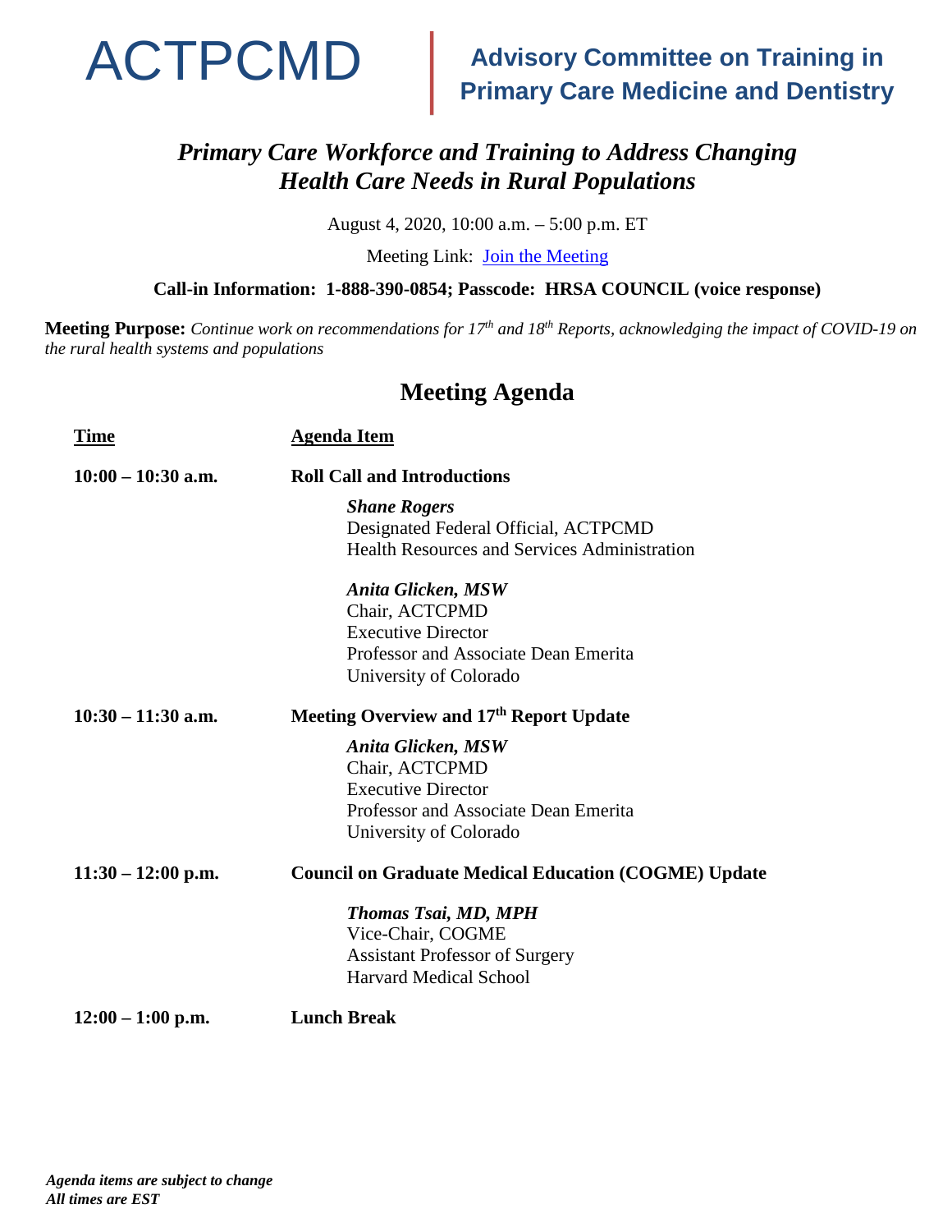# ACTPCMD

## Advisory Committee on Training in Primary Care Medicine and Dentistry

## *Primary Care Workforce and Training to Address Changing Health Care Needs in Rural Populations*

August 4, 2020, 10:00 a.m. – 5:00 p.m. ET

Meeting Link: [Join the Meeting]

**Call-in Information: 1-888-390-0854; Passcode: HRSA COUNCIL (voice response)**

**Meeting Purpose:** *Continue work on recommendations for 17th and 18th Reports, acknowledging the impact of COVID-19 on the rural health systems and populations*

## Meeting Agenda

| Time | Agenda Item |
|---|---|
| **10:00 – 10:30 a.m.** | **Roll Call and Introductions**<br><br>***Shane Rogers***<br>Designated Federal Official, ACTPCMD<br>Health Resources and Services Administration<br><br>***Anita Glicken, MSW***<br>Chair, ACTPCMD<br>Executive Director<br>Professor and Associate Dean Emerita<br>University of Colorado |
| **10:30 – 11:30 a.m.** | **Meeting Overview and 17th Report Update**<br><br>***Anita Glicken, MSW***<br>Chair, ACTPCMD<br>Executive Director<br>Professor and Associate Dean Emerita<br>University of Colorado |
| **11:30 – 12:00 p.m.** | **Council on Graduate Medical Education (COGME) Update**<br><br>***Thomas Tsai, MD, MPH***<br>Vice-Chair, COGME<br>Assistant Professor of Surgery<br>Harvard Medical School |
| **12:00 – 1:00 p.m.** | **Lunch Break** |

***Agenda items are subject to change***
***All times are EST***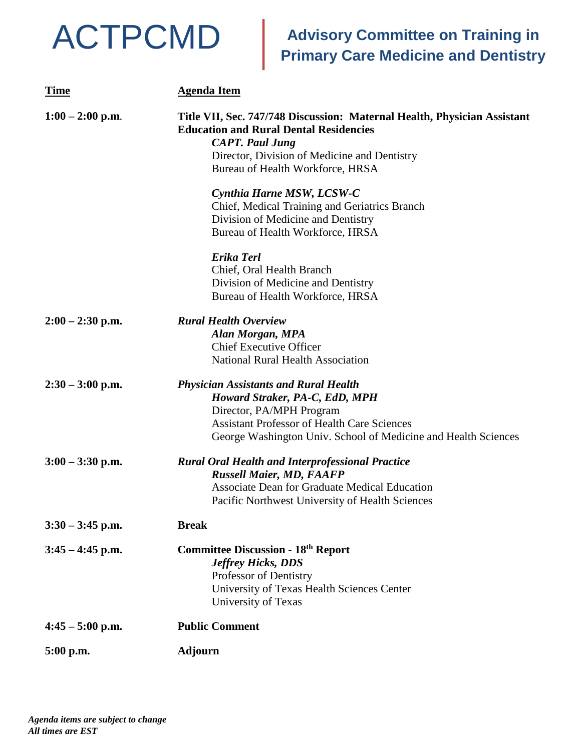# ACTPCMD

## Advisory Committee on Training in Primary Care Medicine and Dentistry

| **Time** | **Agenda Item** |
|---|---|
| **1:00 – 2:00 p.m.** | **Title VII, Sec. 747/748 Discussion: Maternal Health, Physician Assistant Education and Rural Dental Residencies**<br>***CAPT. Paul Jung***<br>Director, Division of Medicine and Dentistry<br>Bureau of Health Workforce, HRSA<br><br>***Cynthia Harne MSW, LCSW-C***<br>Chief, Medical Training and Geriatrics Branch<br>Division of Medicine and Dentistry<br>Bureau of Health Workforce, HRSA<br><br>***Erika Terl***<br>Chief, Oral Health Branch<br>Division of Medicine and Dentistry<br>Bureau of Health Workforce, HRSA |
| **2:00 – 2:30 p.m.** | ***Rural Health Overview***<br>***Alan Morgan, MPA***<br>Chief Executive Officer<br>National Rural Health Association |
| **2:30 – 3:00 p.m.** | ***Physician Assistants and Rural Health***<br>***Howard Straker, PA-C, EdD, MPH***<br>Director, PA/MPH Program<br>Assistant Professor of Health Care Sciences<br>George Washington Univ. School of Medicine and Health Sciences |
| **3:00 – 3:30 p.m.** | ***Rural Oral Health and Interprofessional Practice***<br>***Russell Maier, MD, FAAFP***<br>Associate Dean for Graduate Medical Education<br>Pacific Northwest University of Health Sciences |
| **3:30 – 3:45 p.m.** | **Break** |
| **3:45 – 4:45 p.m.** | **Committee Discussion - 18th Report**<br>***Jeffrey Hicks, DDS***<br>Professor of Dentistry<br>University of Texas Health Sciences Center<br>University of Texas |
| **4:45 – 5:00 p.m.** | **Public Comment** |
| **5:00 p.m.** | **Adjourn** |

***Agenda items are subject to change***
***All times are EST***